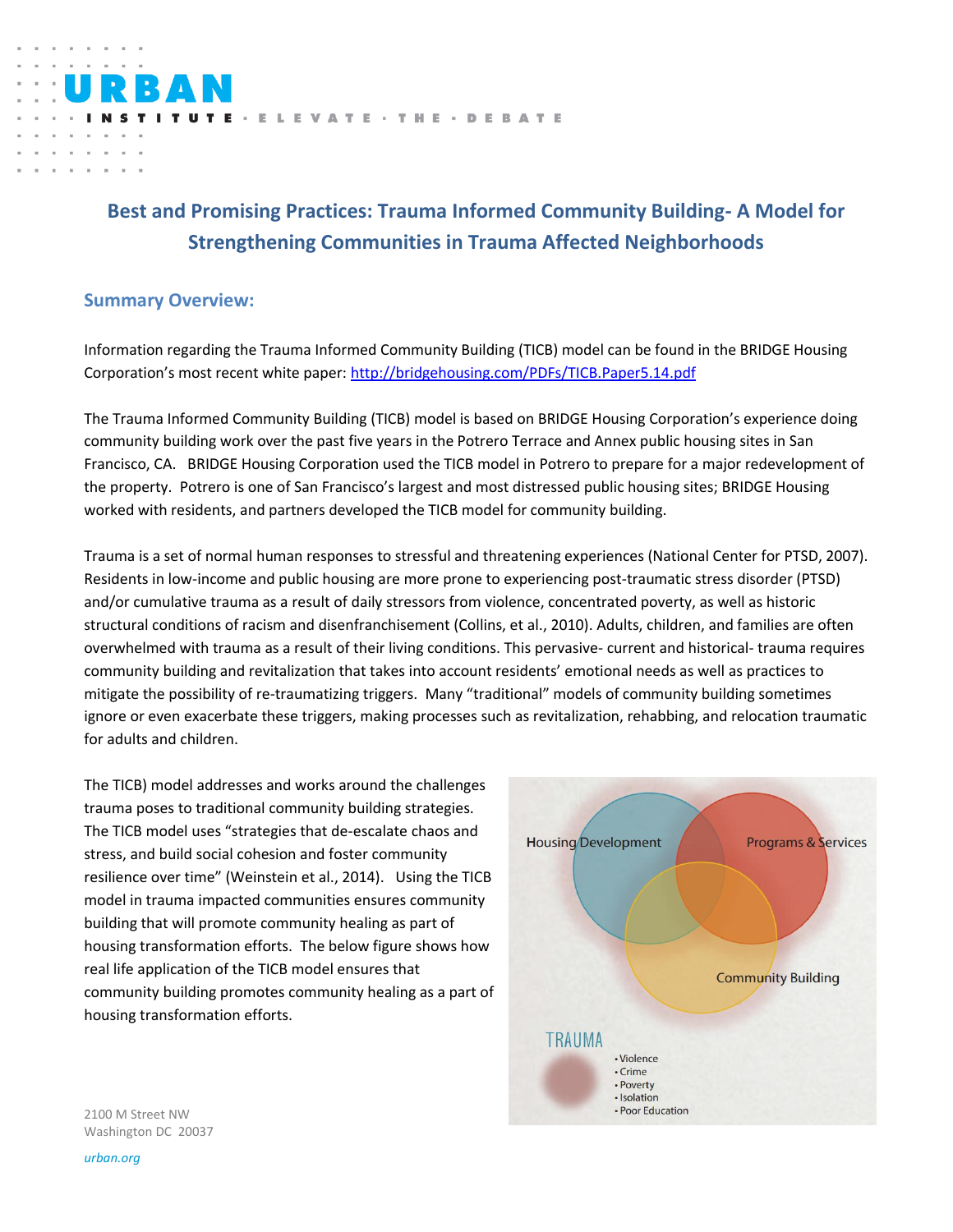# Best and Promising Practices: Trauma Informed Community Building- A Model for Strengthening Communities in Trauma Affected Neighborhoods

## Summary Overview:

Information regarding the Trauma Informed Community Building (TICB) model can be found in the BRIDGE Housing Corporation's most recent white paper: http://bridgehousing.com/PDFs/TICB.Paper5.14.pdf

The Trauma Informed Community Building (TICB) model is based on BRIDGE Housing Corporation's experience doing community building work over the past five years in the Potrero Terrace and Annex public housing sites in San Francisco, CA. BRIDGE Housing Corporation used the TICB model in Potrero to prepare for a major redevelopment of the property. Potrero is one of San Francisco's largest and most distressed public housing sites; BRIDGE Housing worked with residents, and partners developed the TICB model for community building.

Trauma is a set of normal human responses to stressful and threatening experiences (National Center for PTSD, 2007). Residents in low-income and public housing are more prone to experiencing post-traumatic stress disorder (PTSD) and/or cumulative trauma as a result of daily stressors from violence, concentrated poverty, as well as historic structural conditions of racism and disenfranchisement (Collins, et al., 2010). Adults, children, and families are often overwhelmed with trauma as a result of their living conditions. This pervasive- current and historical- trauma requires community building and revitalization that takes into account residents' emotional needs as well as practices to mitigate the possibility of re-traumatizing triggers. Many "traditional" models of community building sometimes ignore or even exacerbate these triggers, making processes such as revitalization, rehabbing, and relocation traumatic for adults and children.

The TICB) model addresses and works around the challenges trauma poses to traditional community building strategies. The TICB model uses "strategies that de-escalate chaos and stress, and build social cohesion and foster community resilience over time" (Weinstein et al., 2014). Using the TICB model in trauma impacted communities ensures community building that will promote community healing as part of housing transformation efforts. The below figure shows how real life application of the TICB model ensures that community building promotes community healing as a part of housing transformation efforts.

Housing Development | Programs & Services | Community Building

TRAUMA
- Violence
- Crime
- Poverty
- Isolation
- Poor Education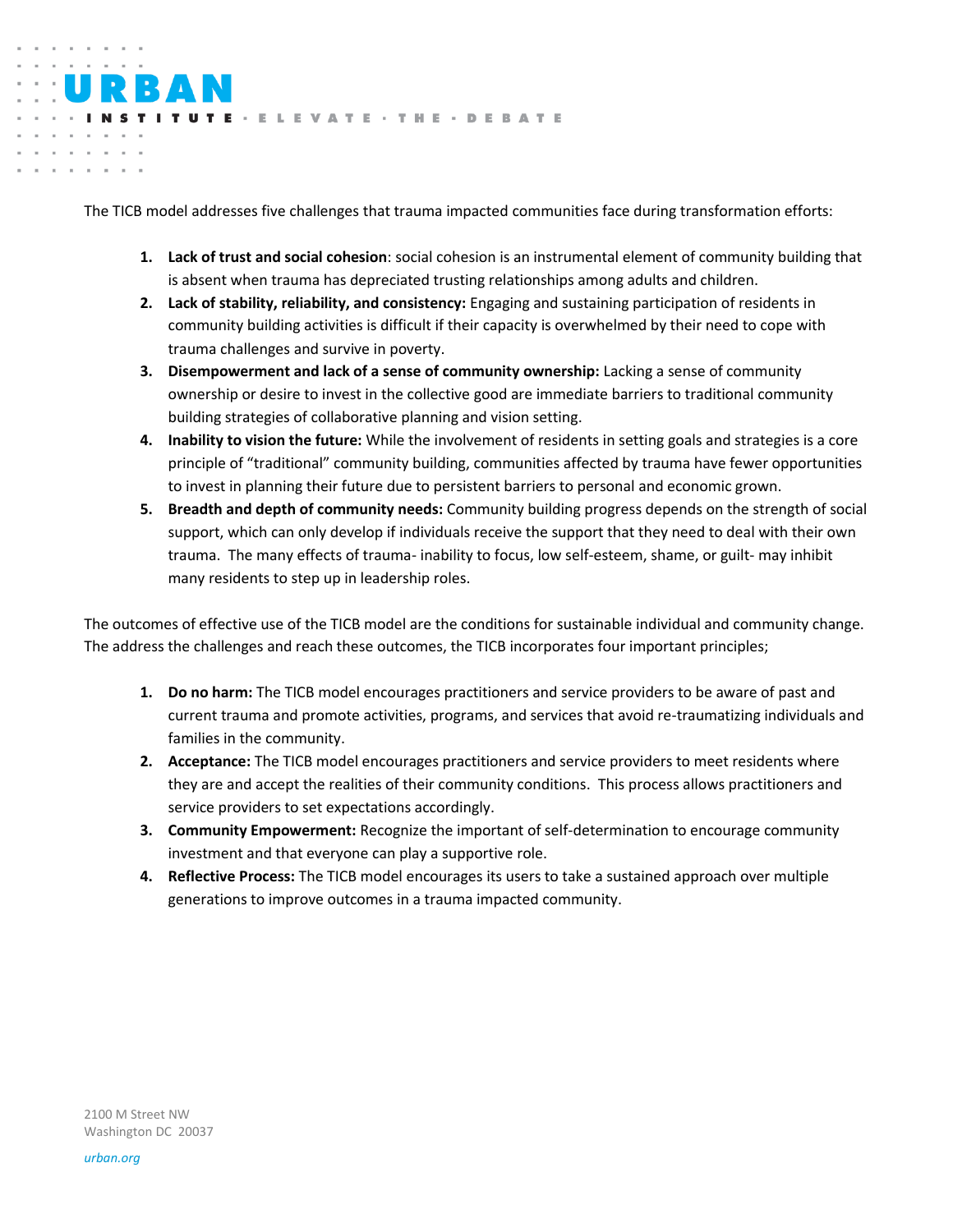The TICB model addresses five challenges that trauma impacted communities face during transformation efforts:

1. **Lack of trust and social cohesion**: social cohesion is an instrumental element of community building that is absent when trauma has depreciated trusting relationships among adults and children.
2. **Lack of stability, reliability, and consistency:** Engaging and sustaining participation of residents in community building activities is difficult if their capacity is overwhelmed by their need to cope with trauma challenges and survive in poverty.
3. **Disempowerment and lack of a sense of community ownership:** Lacking a sense of community ownership or desire to invest in the collective good are immediate barriers to traditional community building strategies of collaborative planning and vision setting.
4. **Inability to vision the future:** While the involvement of residents in setting goals and strategies is a core principle of "traditional" community building, communities affected by trauma have fewer opportunities to invest in planning their future due to persistent barriers to personal and economic grown.
5. **Breadth and depth of community needs:** Community building progress depends on the strength of social support, which can only develop if individuals receive the support that they need to deal with their own trauma. The many effects of trauma- inability to focus, low self-esteem, shame, or guilt- may inhibit many residents to step up in leadership roles.

The outcomes of effective use of the TICB model are the conditions for sustainable individual and community change. The address the challenges and reach these outcomes, the TICB incorporates four important principles;

1. **Do no harm:** The TICB model encourages practitioners and service providers to be aware of past and current trauma and promote activities, programs, and services that avoid re-traumatizing individuals and families in the community.
2. **Acceptance:** The TICB model encourages practitioners and service providers to meet residents where they are and accept the realities of their community conditions. This process allows practitioners and service providers to set expectations accordingly.
3. **Community Empowerment:** Recognize the important of self-determination to encourage community investment and that everyone can play a supportive role.
4. **Reflective Process:** The TICB model encourages its users to take a sustained approach over multiple generations to improve outcomes in a trauma impacted community.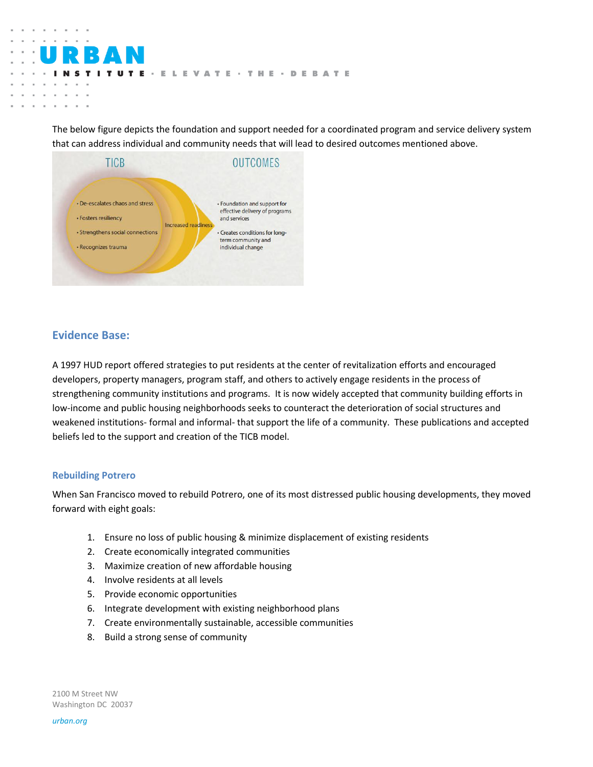The below figure depicts the foundation and support needed for a coordinated program and service delivery system that can address individual and community needs that will lead to desired outcomes mentioned above.

TICB

- De-escalates chaos and stress
- Fosters resiliency
- Strengthens social connections
- Recognizes trauma

Increased readiness

OUTCOMES

- Foundation and support for effective delivery of programs and services
- Creates conditions for long-term community and individual change

## Evidence Base:

A 1997 HUD report offered strategies to put residents at the center of revitalization efforts and encouraged developers, property managers, program staff, and others to actively engage residents in the process of strengthening community institutions and programs. It is now widely accepted that community building efforts in low-income and public housing neighborhoods seeks to counteract the deterioration of social structures and weakened institutions- formal and informal- that support the life of a community. These publications and accepted beliefs led to the support and creation of the TICB model.

### Rebuilding Potrero

When San Francisco moved to rebuild Potrero, one of its most distressed public housing developments, they moved forward with eight goals:

1. Ensure no loss of public housing & minimize displacement of existing residents
2. Create economically integrated communities
3. Maximize creation of new affordable housing
4. Involve residents at all levels
5. Provide economic opportunities
6. Integrate development with existing neighborhood plans
7. Create environmentally sustainable, accessible communities
8. Build a strong sense of community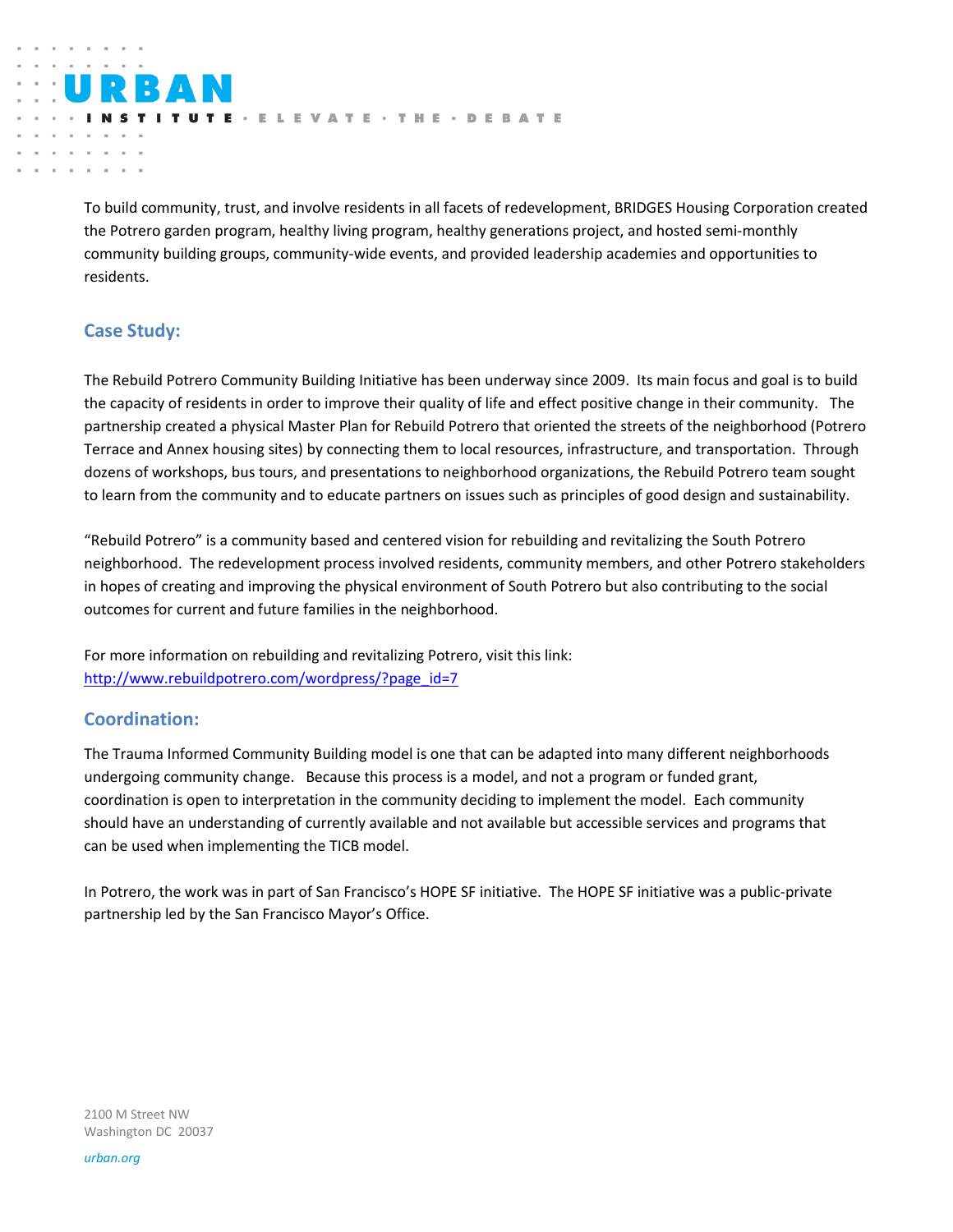To build community, trust, and involve residents in all facets of redevelopment, BRIDGES Housing Corporation created the Potrero garden program, healthy living program, healthy generations project, and hosted semi-monthly community building groups, community-wide events, and provided leadership academies and opportunities to residents.

## Case Study:

The Rebuild Potrero Community Building Initiative has been underway since 2009. Its main focus and goal is to build the capacity of residents in order to improve their quality of life and effect positive change in their community. The partnership created a physical Master Plan for Rebuild Potrero that oriented the streets of the neighborhood (Potrero Terrace and Annex housing sites) by connecting them to local resources, infrastructure, and transportation. Through dozens of workshops, bus tours, and presentations to neighborhood organizations, the Rebuild Potrero team sought to learn from the community and to educate partners on issues such as principles of good design and sustainability.

"Rebuild Potrero" is a community based and centered vision for rebuilding and revitalizing the South Potrero neighborhood. The redevelopment process involved residents, community members, and other Potrero stakeholders in hopes of creating and improving the physical environment of South Potrero but also contributing to the social outcomes for current and future families in the neighborhood.

For more information on rebuilding and revitalizing Potrero, visit this link: [http://www.rebuildpotrero.com/wordpress/?page_id=7](http://www.rebuildpotrero.com/wordpress/?page_id=7)

## Coordination:

The Trauma Informed Community Building model is one that can be adapted into many different neighborhoods undergoing community change. Because this process is a model, and not a program or funded grant, coordination is open to interpretation in the community deciding to implement the model. Each community should have an understanding of currently available and not available but accessible services and programs that can be used when implementing the TICB model.

In Potrero, the work was in part of San Francisco's HOPE SF initiative. The HOPE SF initiative was a public-private partnership led by the San Francisco Mayor's Office.